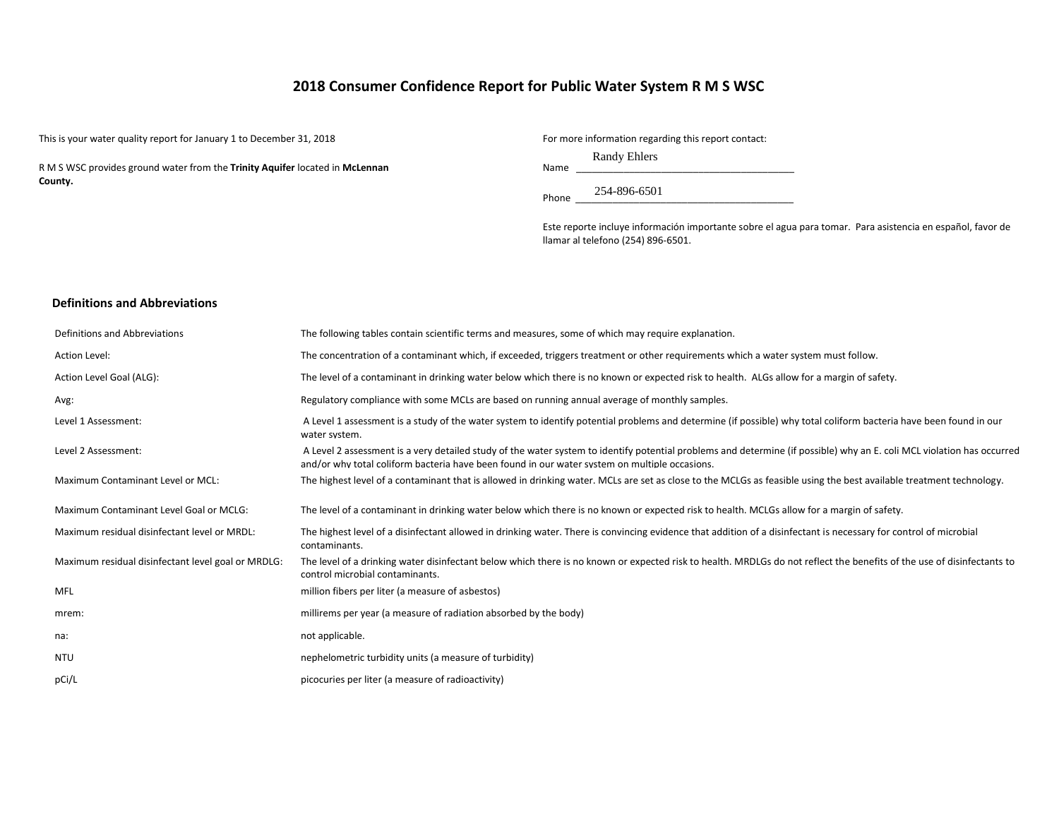# 2018 Consumer Confidence Report for Public Water System R M S WSC

This is your water quality report for January 1 to December 31, 2018

R M S WSC provides ground water from the **Trinity Aquifer** located in **McLennan County.**

For more information regarding this report contact:

Name Randy Ehlers

Phone 254-896-6501

Este reporte incluye información importante sobre el agua para tomar. Para asistencia en español, favor de llamar al telefono (254) 896-6501.

## Definitions and Abbreviations

| | |
|---|---|
| Definitions and Abbreviations | The following tables contain scientific terms and measures, some of which may require explanation. |
| Action Level: | The concentration of a contaminant which, if exceeded, triggers treatment or other requirements which a water system must follow. |
| Action Level Goal (ALG): | The level of a contaminant in drinking water below which there is no known or expected risk to health. ALGs allow for a margin of safety. |
| Avg: | Regulatory compliance with some MCLs are based on running annual average of monthly samples. |
| Level 1 Assessment: | A Level 1 assessment is a study of the water system to identify potential problems and determine (if possible) why total coliform bacteria have been found in our water system. |
| Level 2 Assessment: | A Level 2 assessment is a very detailed study of the water system to identify potential problems and determine (if possible) why an E. coli MCL violation has occurred and/or why total coliform bacteria have been found in our water system on multiple occasions. |
| Maximum Contaminant Level or MCL: | The highest level of a contaminant that is allowed in drinking water. MCLs are set as close to the MCLGs as feasible using the best available treatment technology. |
| Maximum Contaminant Level Goal or MCLG: | The level of a contaminant in drinking water below which there is no known or expected risk to health. MCLGs allow for a margin of safety. |
| Maximum residual disinfectant level or MRDL: | The highest level of a disinfectant allowed in drinking water. There is convincing evidence that addition of a disinfectant is necessary for control of microbial contaminants. |
| Maximum residual disinfectant level goal or MRDLG: | The level of a drinking water disinfectant below which there is no known or expected risk to health. MRDLGs do not reflect the benefits of the use of disinfectants to control microbial contaminants. |
| MFL | million fibers per liter (a measure of asbestos) |
| mrem: | millirems per year (a measure of radiation absorbed by the body) |
| na: | not applicable. |
| NTU | nephelometric turbidity units (a measure of turbidity) |
| pCi/L | picocuries per liter (a measure of radioactivity) |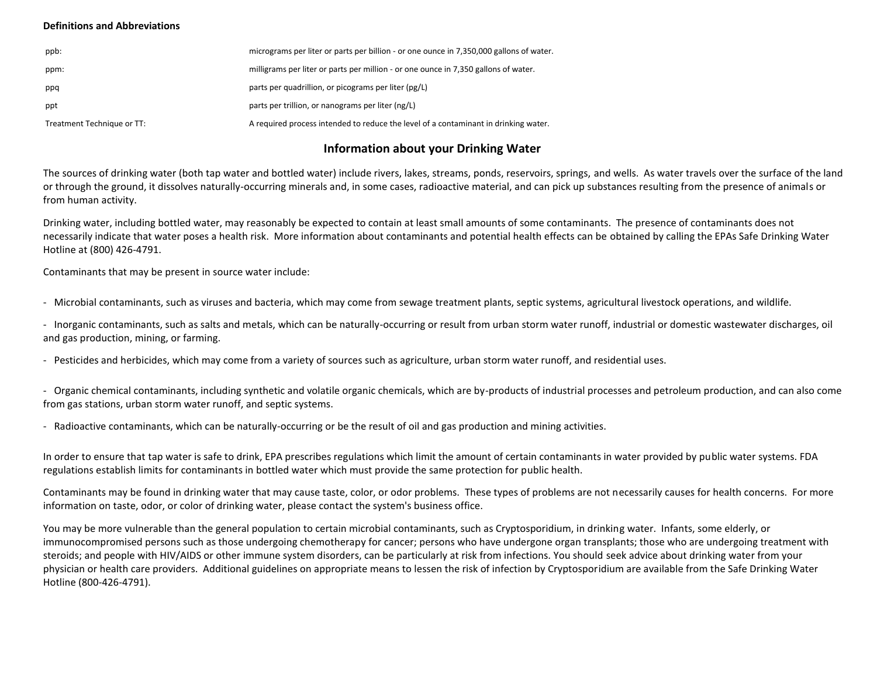**Definitions and Abbreviations**

| | |
|---|---|
| ppb: | micrograms per liter or parts per billion - or one ounce in 7,350,000 gallons of water. |
| ppm: | milligrams per liter or parts per million - or one ounce in 7,350 gallons of water. |
| ppq | parts per quadrillion, or picograms per liter (pg/L) |
| ppt | parts per trillion, or nanograms per liter (ng/L) |
| Treatment Technique or TT: | A required process intended to reduce the level of a contaminant in drinking water. |

## Information about your Drinking Water

The sources of drinking water (both tap water and bottled water) include rivers, lakes, streams, ponds, reservoirs, springs, and wells. As water travels over the surface of the land or through the ground, it dissolves naturally-occurring minerals and, in some cases, radioactive material, and can pick up substances resulting from the presence of animals or from human activity.

Drinking water, including bottled water, may reasonably be expected to contain at least small amounts of some contaminants. The presence of contaminants does not necessarily indicate that water poses a health risk. More information about contaminants and potential health effects can be obtained by calling the EPAs Safe Drinking Water Hotline at (800) 426-4791.

Contaminants that may be present in source water include:

- Microbial contaminants, such as viruses and bacteria, which may come from sewage treatment plants, septic systems, agricultural livestock operations, and wildlife.
- Inorganic contaminants, such as salts and metals, which can be naturally-occurring or result from urban storm water runoff, industrial or domestic wastewater discharges, oil and gas production, mining, or farming.
- Pesticides and herbicides, which may come from a variety of sources such as agriculture, urban storm water runoff, and residential uses.
- Organic chemical contaminants, including synthetic and volatile organic chemicals, which are by-products of industrial processes and petroleum production, and can also come from gas stations, urban storm water runoff, and septic systems.
- Radioactive contaminants, which can be naturally-occurring or be the result of oil and gas production and mining activities.

In order to ensure that tap water is safe to drink, EPA prescribes regulations which limit the amount of certain contaminants in water provided by public water systems. FDA regulations establish limits for contaminants in bottled water which must provide the same protection for public health.

Contaminants may be found in drinking water that may cause taste, color, or odor problems. These types of problems are not necessarily causes for health concerns. For more information on taste, odor, or color of drinking water, please contact the system's business office.

You may be more vulnerable than the general population to certain microbial contaminants, such as Cryptosporidium, in drinking water. Infants, some elderly, or immunocompromised persons such as those undergoing chemotherapy for cancer; persons who have undergone organ transplants; those who are undergoing treatment with steroids; and people with HIV/AIDS or other immune system disorders, can be particularly at risk from infections. You should seek advice about drinking water from your physician or health care providers. Additional guidelines on appropriate means to lessen the risk of infection by Cryptosporidium are available from the Safe Drinking Water Hotline (800-426-4791).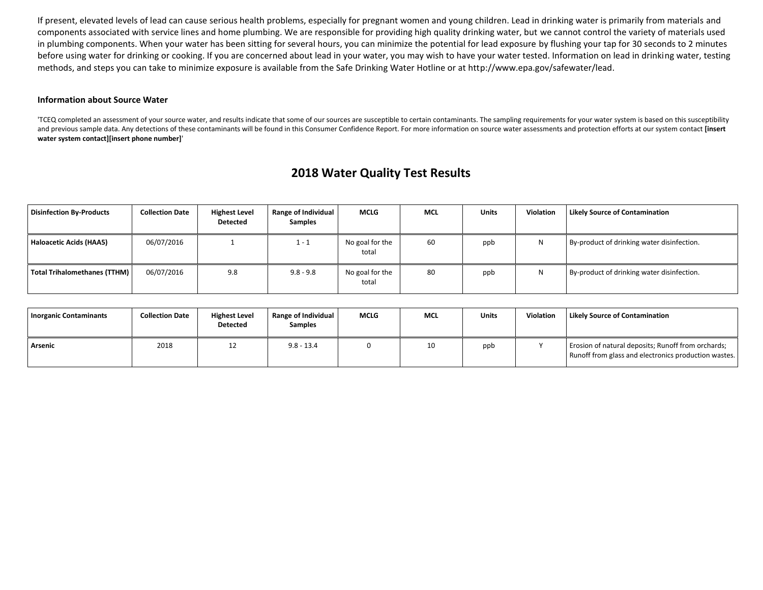If present, elevated levels of lead can cause serious health problems, especially for pregnant women and young children. Lead in drinking water is primarily from materials and components associated with service lines and home plumbing. We are responsible for providing high quality drinking water, but we cannot control the variety of materials used in plumbing components. When your water has been sitting for several hours, you can minimize the potential for lead exposure by flushing your tap for 30 seconds to 2 minutes before using water for drinking or cooking. If you are concerned about lead in your water, you may wish to have your water tested. Information on lead in drinking water, testing methods, and steps you can take to minimize exposure is available from the Safe Drinking Water Hotline or at http://www.epa.gov/safewater/lead.

### Information about Source Water

'TCEQ completed an assessment of your source water, and results indicate that some of our sources are susceptible to certain contaminants. The sampling requirements for your water system is based on this susceptibility and previous sample data. Any detections of these contaminants will be found in this Consumer Confidence Report. For more information on source water assessments and protection efforts at our system contact **[insert water system contact][insert phone number]**'

## 2018 Water Quality Test Results

| Disinfection By-Products | Collection Date | Highest Level Detected | Range of Individual Samples | MCLG | MCL | Units | Violation | Likely Source of Contamination |
|---|---|---|---|---|---|---|---|---|
| **Haloacetic Acids (HAA5)** | 06/07/2016 | 1 | 1 - 1 | No goal for the total | 60 | ppb | N | By-product of drinking water disinfection. |
| **Total Trihalomethanes (TTHM)** | 06/07/2016 | 9.8 | 9.8 - 9.8 | No goal for the total | 80 | ppb | N | By-product of drinking water disinfection. |

| Inorganic Contaminants | Collection Date | Highest Level Detected | Range of Individual Samples | MCLG | MCL | Units | Violation | Likely Source of Contamination |
|---|---|---|---|---|---|---|---|---|
| **Arsenic** | 2018 | 12 | 9.8 - 13.4 | 0 | 10 | ppb | Y | Erosion of natural deposits; Runoff from orchards; Runoff from glass and electronics production wastes. |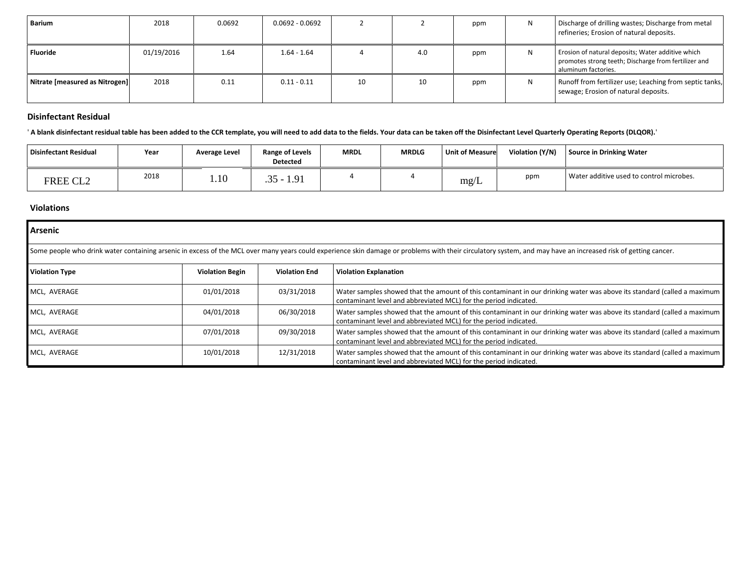| | | | | | | | | |
|---|---|---|---|---|---|---|---|---|
| **Barium** | 2018 | 0.0692 | 0.0692 - 0.0692 | 2 | 2 | ppm | N | Discharge of drilling wastes; Discharge from metal refineries; Erosion of natural deposits. |
| **Fluoride** | 01/19/2016 | 1.64 | 1.64 - 1.64 | 4 | 4.0 | ppm | N | Erosion of natural deposits; Water additive which promotes strong teeth; Discharge from fertilizer and aluminum factories. |
| **Nitrate [measured as Nitrogen]** | 2018 | 0.11 | 0.11 - 0.11 | 10 | 10 | ppm | N | Runoff from fertilizer use; Leaching from septic tanks, sewage; Erosion of natural deposits. |

### Disinfectant Residual

**' A blank disinfectant residual table has been added to the CCR template, you will need to add data to the fields. Your data can be taken off the Disinfectant Level Quarterly Operating Reports (DLQOR).'**

| Disinfectant Residual | Year | Average Level | Range of Levels Detected | MRDL | MRDLG | Unit of Measure | Violation (Y/N) | Source in Drinking Water |
|---|---|---|---|---|---|---|---|---|
| FREE CL2 | 2018 | 1.10 | .35 - 1.91 | 4 | 4 | mg/L | ppm | Water additive used to control microbes. |

### Violations

**Arsenic**

Some people who drink water containing arsenic in excess of the MCL over many years could experience skin damage or problems with their circulatory system, and may have an increased risk of getting cancer.

| Violation Type | Violation Begin | Violation End | Violation Explanation |
|---|---|---|---|
| MCL, AVERAGE | 01/01/2018 | 03/31/2018 | Water samples showed that the amount of this contaminant in our drinking water was above its standard (called a maximum contaminant level and abbreviated MCL) for the period indicated. |
| MCL, AVERAGE | 04/01/2018 | 06/30/2018 | Water samples showed that the amount of this contaminant in our drinking water was above its standard (called a maximum contaminant level and abbreviated MCL) for the period indicated. |
| MCL, AVERAGE | 07/01/2018 | 09/30/2018 | Water samples showed that the amount of this contaminant in our drinking water was above its standard (called a maximum contaminant level and abbreviated MCL) for the period indicated. |
| MCL, AVERAGE | 10/01/2018 | 12/31/2018 | Water samples showed that the amount of this contaminant in our drinking water was above its standard (called a maximum contaminant level and abbreviated MCL) for the period indicated. |